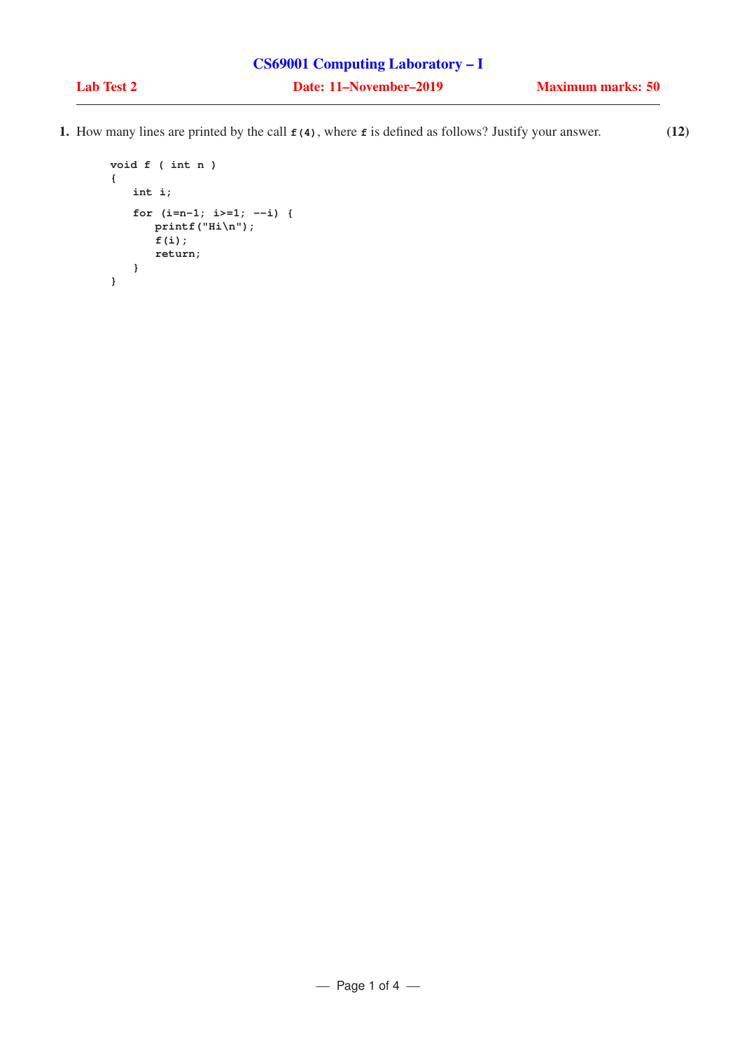# CS69001 Computing Laboratory – I

**Lab Test 2** **Date: 11–November–2019** **Maximum marks: 50**

---

**1.** How many lines are printed by the call `f(4)`, where `f` is defined as follows? Justify your answer. **(12)**

```
void f ( int n )
{
   int i;
   for (i=n-1; i>=1; --i) {
      printf("Hi\n");
      f(i);
      return;
   }
}
```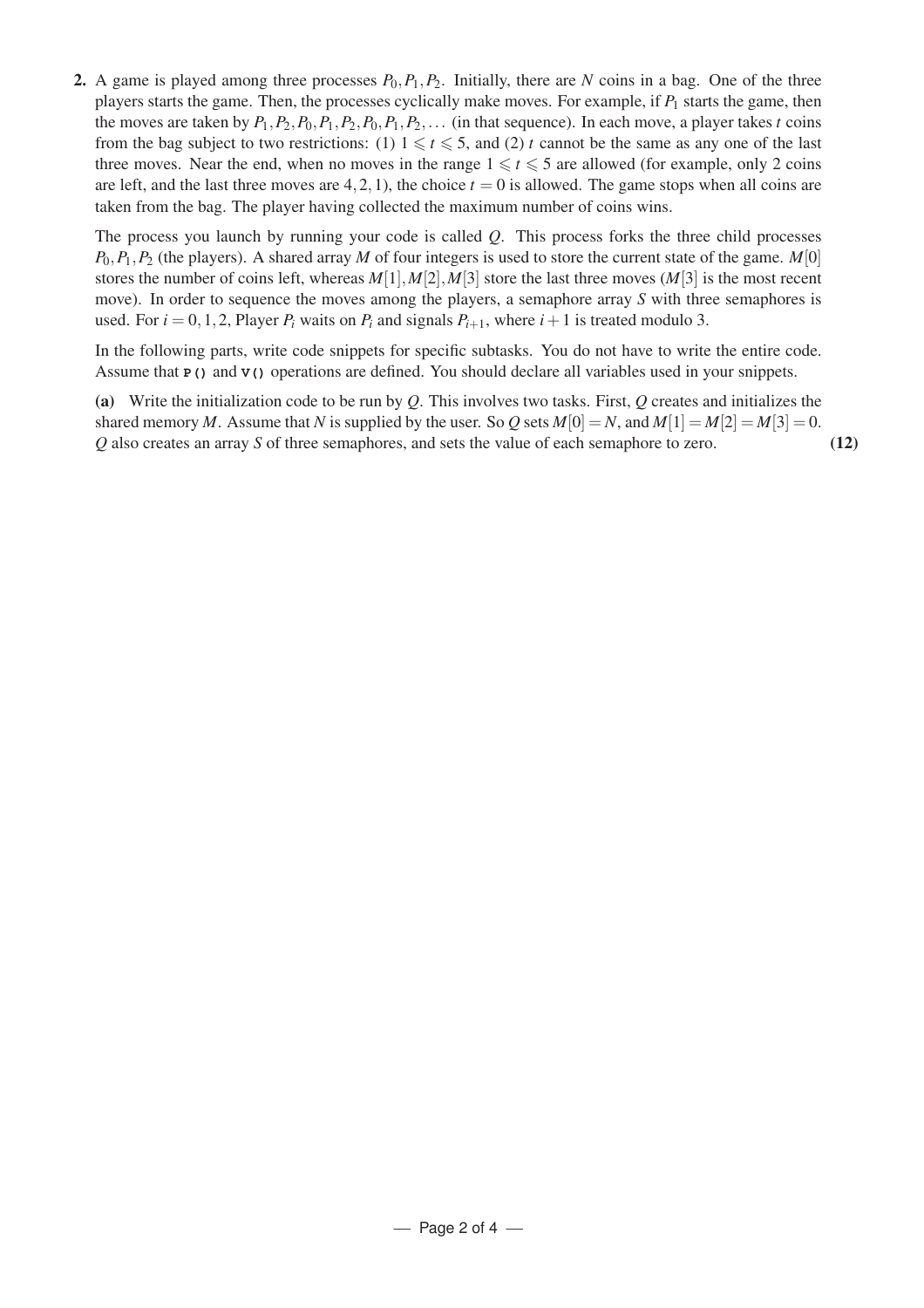**2.** A game is played among three processes $P_0, P_1, P_2$. Initially, there are $N$ coins in a bag. One of the three players starts the game. Then, the processes cyclically make moves. For example, if $P_1$ starts the game, then the moves are taken by $P_1, P_2, P_0, P_1, P_2, P_0, P_1, P_2, \ldots$ (in that sequence). In each move, a player takes $t$ coins from the bag subject to two restrictions: (1) $1 \leqslant t \leqslant 5$, and (2) $t$ cannot be the same as any one of the last three moves. Near the end, when no moves in the range $1 \leqslant t \leqslant 5$ are allowed (for example, only 2 coins are left, and the last three moves are $4, 2, 1$), the choice $t = 0$ is allowed. The game stops when all coins are taken from the bag. The player having collected the maximum number of coins wins.

The process you launch by running your code is called $Q$. This process forks the three child processes $P_0, P_1, P_2$ (the players). A shared array $M$ of four integers is used to store the current state of the game. $M[0]$ stores the number of coins left, whereas $M[1], M[2], M[3]$ store the last three moves ($M[3]$ is the most recent move). In order to sequence the moves among the players, a semaphore array $S$ with three semaphores is used. For $i = 0, 1, 2$, Player $P_i$ waits on $P_i$ and signals $P_{i+1}$, where $i+1$ is treated modulo 3.

In the following parts, write code snippets for specific subtasks. You do not have to write the entire code. Assume that `P()` and `V()` operations are defined. You should declare all variables used in your snippets.

**(a)** Write the initialization code to be run by $Q$. This involves two tasks. First, $Q$ creates and initializes the shared memory $M$. Assume that $N$ is supplied by the user. So $Q$ sets $M[0] = N$, and $M[1] = M[2] = M[3] = 0$. $Q$ also creates an array $S$ of three semaphores, and sets the value of each semaphore to zero. **(12)**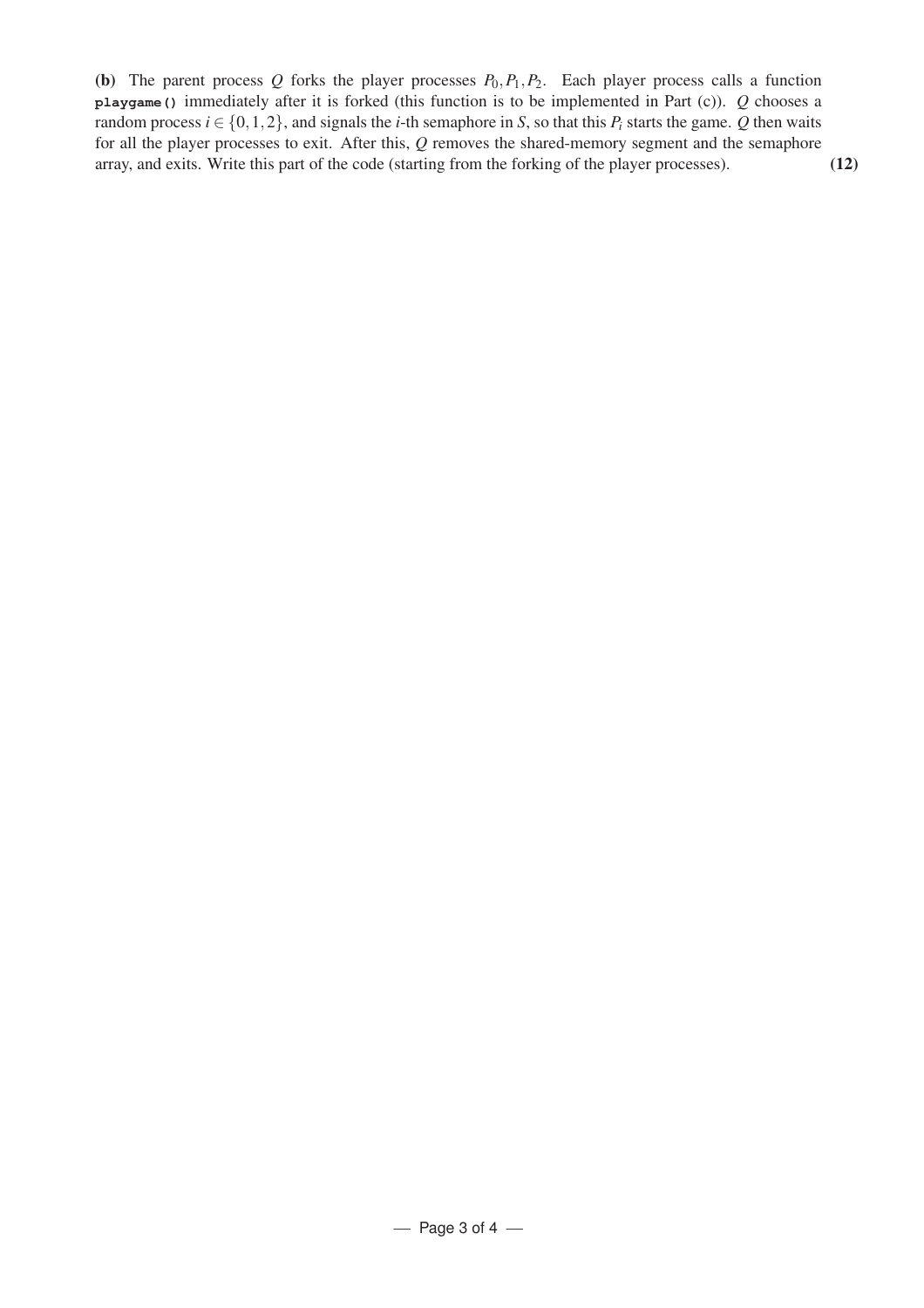**(b)** The parent process $Q$ forks the player processes $P_0, P_1, P_2$. Each player process calls a function `playgame()` immediately after it is forked (this function is to be implemented in Part (c)). $Q$ chooses a random process $i \in \{0, 1, 2\}$, and signals the $i$-th semaphore in $S$, so that this $P_i$ starts the game. $Q$ then waits for all the player processes to exit. After this, $Q$ removes the shared-memory segment and the semaphore array, and exits. Write this part of the code (starting from the forking of the player processes). **(12)**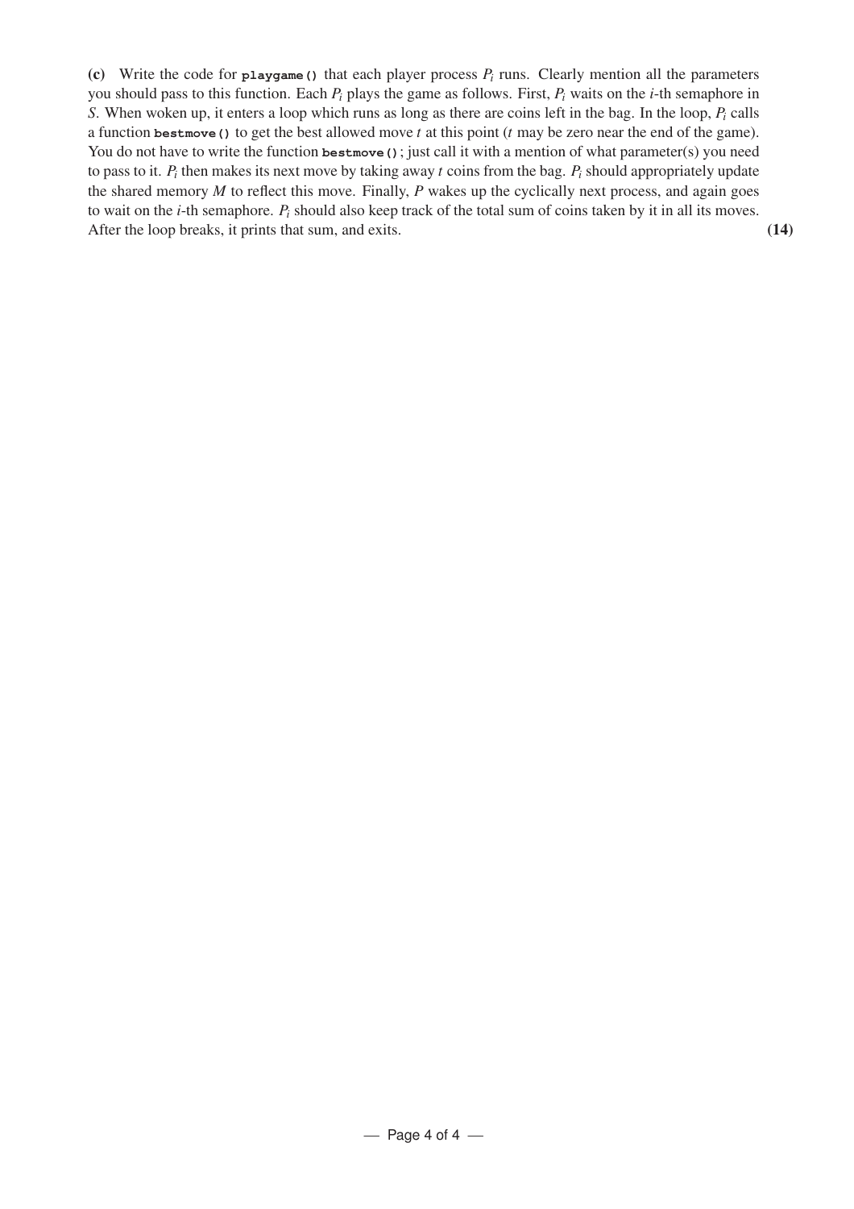**(c)** Write the code for `playgame()` that each player process $P_i$ runs. Clearly mention all the parameters you should pass to this function. Each $P_i$ plays the game as follows. First, $P_i$ waits on the $i$-th semaphore in $S$. When woken up, it enters a loop which runs as long as there are coins left in the bag. In the loop, $P_i$ calls a function `bestmove()` to get the best allowed move $t$ at this point ($t$ may be zero near the end of the game). You do not have to write the function `bestmove()`; just call it with a mention of what parameter(s) you need to pass to it. $P_i$ then makes its next move by taking away $t$ coins from the bag. $P_i$ should appropriately update the shared memory $M$ to reflect this move. Finally, $P$ wakes up the cyclically next process, and again goes to wait on the $i$-th semaphore. $P_i$ should also keep track of the total sum of coins taken by it in all its moves. After the loop breaks, it prints that sum, and exits. **(14)**